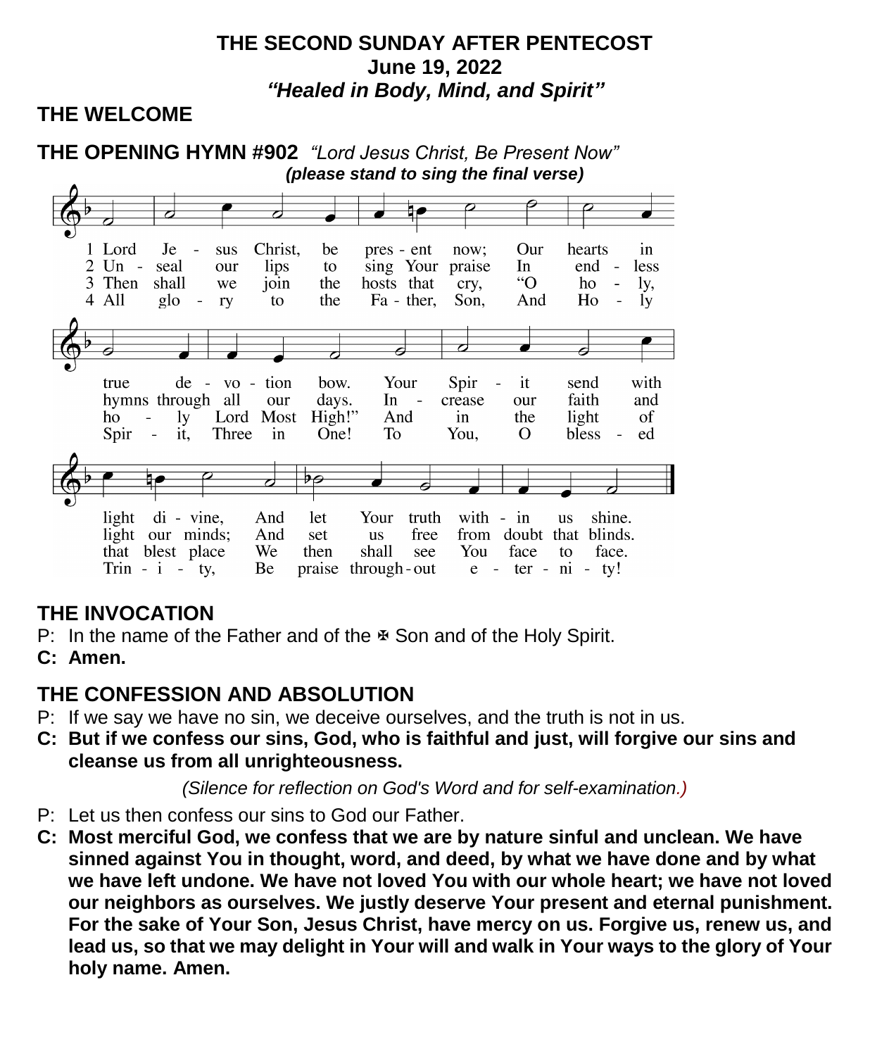**THE SECOND SUNDAY AFTER PENTECOST**
**June 19, 2022**
***"Healed in Body, Mind, and Spirit"***

## THE WELCOME

## THE OPENING HYMN #902 *"Lord Jesus Christ, Be Present Now"*

***(please stand to sing the final verse)***

1 Lord Jesus Christ, be present now;
Our hearts in true devotion bow.
Your Spirit send with light divine,
And let Your truth within us shine.

2 Unseal our lips to sing Your praise
In endless hymns through all our days.
Increase our faith and light our minds;
And set us free from doubt that blinds.

3 Then shall we join the hosts that cry,
"O holy, holy Lord Most High!"
And in the light of that blest place
We then shall see You face to face.

4 All glory to the Father, Son,
And Holy Spirit, Three in One!
To You, O blessed Trinity,
Be praise throughout eternity!

## THE INVOCATION

P: In the name of the Father and of the ✠ Son and of the Holy Spirit.

**C: Amen.**

## THE CONFESSION AND ABSOLUTION

P: If we say we have no sin, we deceive ourselves, and the truth is not in us.

**C: But if we confess our sins, God, who is faithful and just, will forgive our sins and cleanse us from all unrighteousness.**

*(Silence for reflection on God's Word and for self-examination.)*

P: Let us then confess our sins to God our Father.

**C: Most merciful God, we confess that we are by nature sinful and unclean. We have sinned against You in thought, word, and deed, by what we have done and by what we have left undone. We have not loved You with our whole heart; we have not loved our neighbors as ourselves. We justly deserve Your present and eternal punishment. For the sake of Your Son, Jesus Christ, have mercy on us. Forgive us, renew us, and lead us, so that we may delight in Your will and walk in Your ways to the glory of Your holy name. Amen.**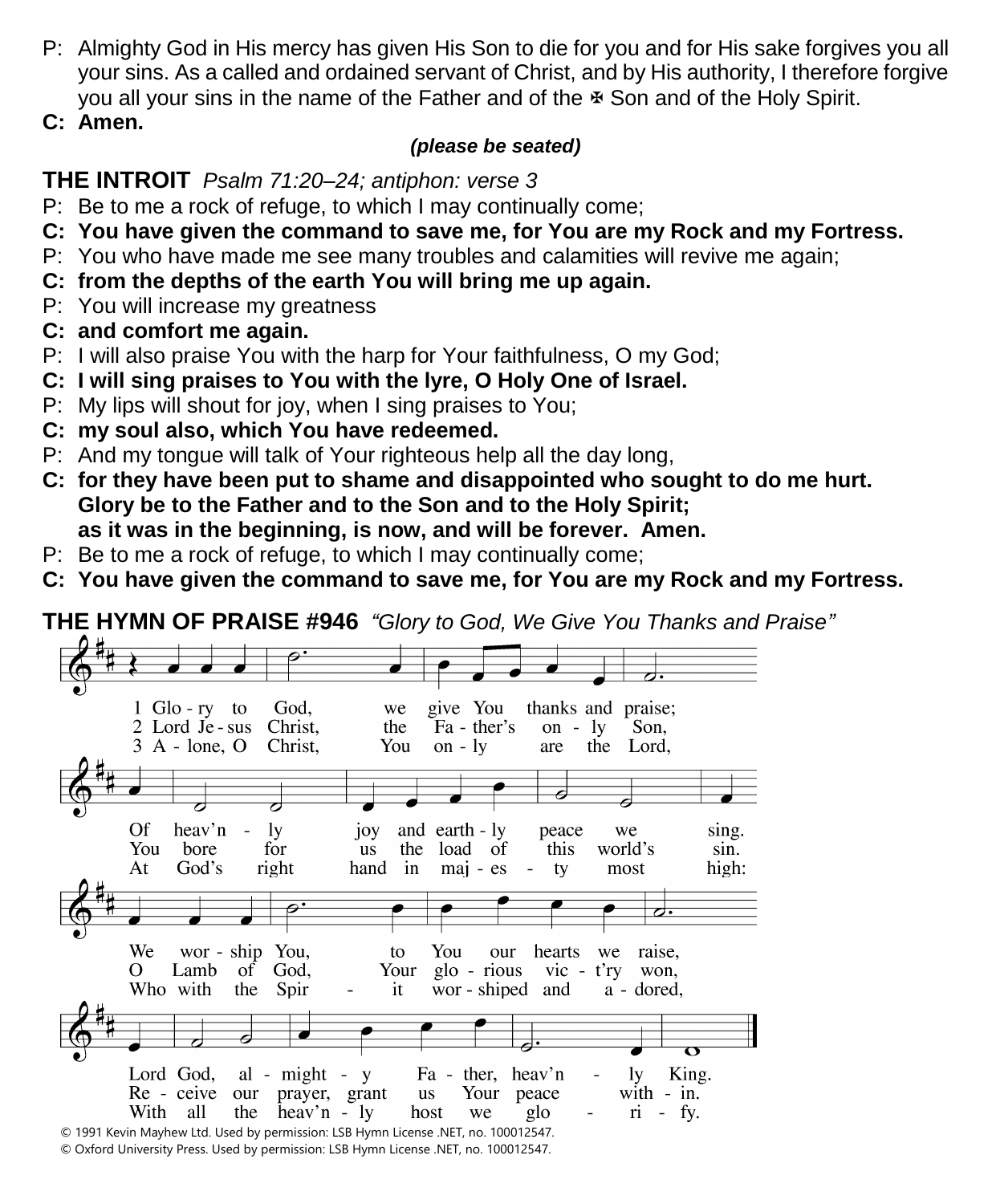P: Almighty God in His mercy has given His Son to die for you and for His sake forgives you all your sins. As a called and ordained servant of Christ, and by His authority, I therefore forgive you all your sins in the name of the Father and of the ✠ Son and of the Holy Spirit.

**C: Amen.**

***(please be seated)***

## THE INTROIT *Psalm 71:20–24; antiphon: verse 3*

P: Be to me a rock of refuge, to which I may continually come;

**C: You have given the command to save me, for You are my Rock and my Fortress.**

P: You who have made me see many troubles and calamities will revive me again;

**C: from the depths of the earth You will bring me up again.**

P: You will increase my greatness

**C: and comfort me again.**

P: I will also praise You with the harp for Your faithfulness, O my God;

**C: I will sing praises to You with the lyre, O Holy One of Israel.**

P: My lips will shout for joy, when I sing praises to You;

**C: my soul also, which You have redeemed.**

P: And my tongue will talk of Your righteous help all the day long,

**C: for they have been put to shame and disappointed who sought to do me hurt.
Glory be to the Father and to the Son and to the Holy Spirit;
as it was in the beginning, is now, and will be forever. Amen.**

P: Be to me a rock of refuge, to which I may continually come;

**C: You have given the command to save me, for You are my Rock and my Fortress.**

## THE HYMN OF PRAISE #946 *"Glory to God, We Give You Thanks and Praise"*

1 Glory to God, we give You thanks and praise;
Of heav'nly joy and earthly peace we sing.
We worship You, to You our hearts we raise,
Lord God, almighty Father, heav'nly King.

2 Lord Jesus Christ, the Father's only Son,
You bore for us the load of this world's sin.
O Lamb of God, Your glorious vict'ry won,
Receive our prayer, grant us Your peace within.

3 Alone, O Christ, You only are the Lord,
At God's right hand in majesty most high:
Who with the Spirit worshiped and adored,
With all the heav'nly host we glorify.

© 1991 Kevin Mayhew Ltd. Used by permission: LSB Hymn License .NET, no. 100012547.
© Oxford University Press. Used by permission: LSB Hymn License .NET, no. 100012547.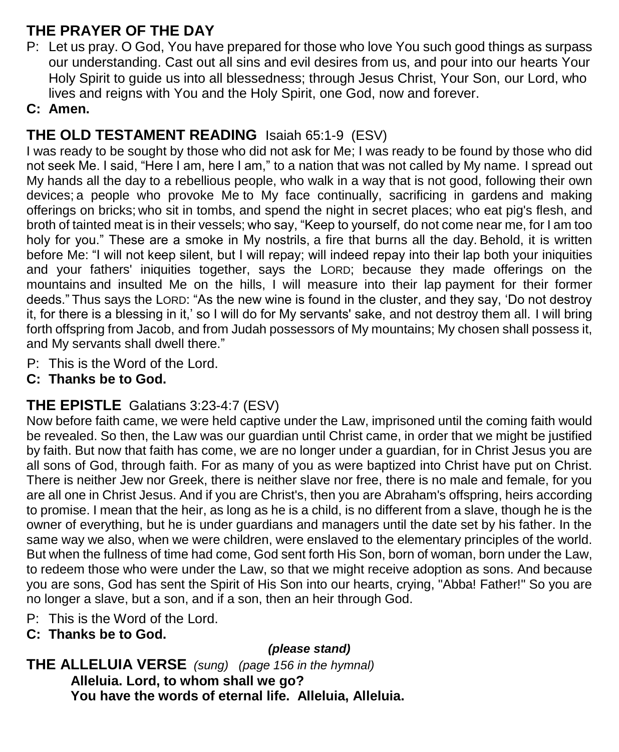## THE PRAYER OF THE DAY

P: Let us pray. O God, You have prepared for those who love You such good things as surpass our understanding. Cast out all sins and evil desires from us, and pour into our hearts Your Holy Spirit to guide us into all blessedness; through Jesus Christ, Your Son, our Lord, who lives and reigns with You and the Holy Spirit, one God, now and forever.

**C: Amen.**

## THE OLD TESTAMENT READING Isaiah 65:1-9 (ESV)

I was ready to be sought by those who did not ask for Me; I was ready to be found by those who did not seek Me. I said, "Here I am, here I am," to a nation that was not called by My name. I spread out My hands all the day to a rebellious people, who walk in a way that is not good, following their own devices; a people who provoke Me to My face continually, sacrificing in gardens and making offerings on bricks; who sit in tombs, and spend the night in secret places; who eat pig's flesh, and broth of tainted meat is in their vessels; who say, "Keep to yourself, do not come near me, for I am too holy for you." These are a smoke in My nostrils, a fire that burns all the day. Behold, it is written before Me: "I will not keep silent, but I will repay; will indeed repay into their lap both your iniquities and your fathers' iniquities together, says the LORD; because they made offerings on the mountains and insulted Me on the hills, I will measure into their lap payment for their former deeds." Thus says the LORD: "As the new wine is found in the cluster, and they say, 'Do not destroy it, for there is a blessing in it,' so I will do for My servants' sake, and not destroy them all. I will bring forth offspring from Jacob, and from Judah possessors of My mountains; My chosen shall possess it, and My servants shall dwell there."

P: This is the Word of the Lord.

**C: Thanks be to God.**

## THE EPISTLE Galatians 3:23-4:7 (ESV)

Now before faith came, we were held captive under the Law, imprisoned until the coming faith would be revealed. So then, the Law was our guardian until Christ came, in order that we might be justified by faith. But now that faith has come, we are no longer under a guardian, for in Christ Jesus you are all sons of God, through faith. For as many of you as were baptized into Christ have put on Christ. There is neither Jew nor Greek, there is neither slave nor free, there is no male and female, for you are all one in Christ Jesus. And if you are Christ's, then you are Abraham's offspring, heirs according to promise. I mean that the heir, as long as he is a child, is no different from a slave, though he is the owner of everything, but he is under guardians and managers until the date set by his father. In the same way we also, when we were children, were enslaved to the elementary principles of the world. But when the fullness of time had come, God sent forth His Son, born of woman, born under the Law, to redeem those who were under the Law, so that we might receive adoption as sons. And because you are sons, God has sent the Spirit of His Son into our hearts, crying, "Abba! Father!" So you are no longer a slave, but a son, and if a son, then an heir through God.

P: This is the Word of the Lord.

**C: Thanks be to God.**

***(please stand)***

## THE ALLELUIA VERSE *(sung) (page 156 in the hymnal)*

**Alleluia. Lord, to whom shall we go?**
**You have the words of eternal life. Alleluia, Alleluia.**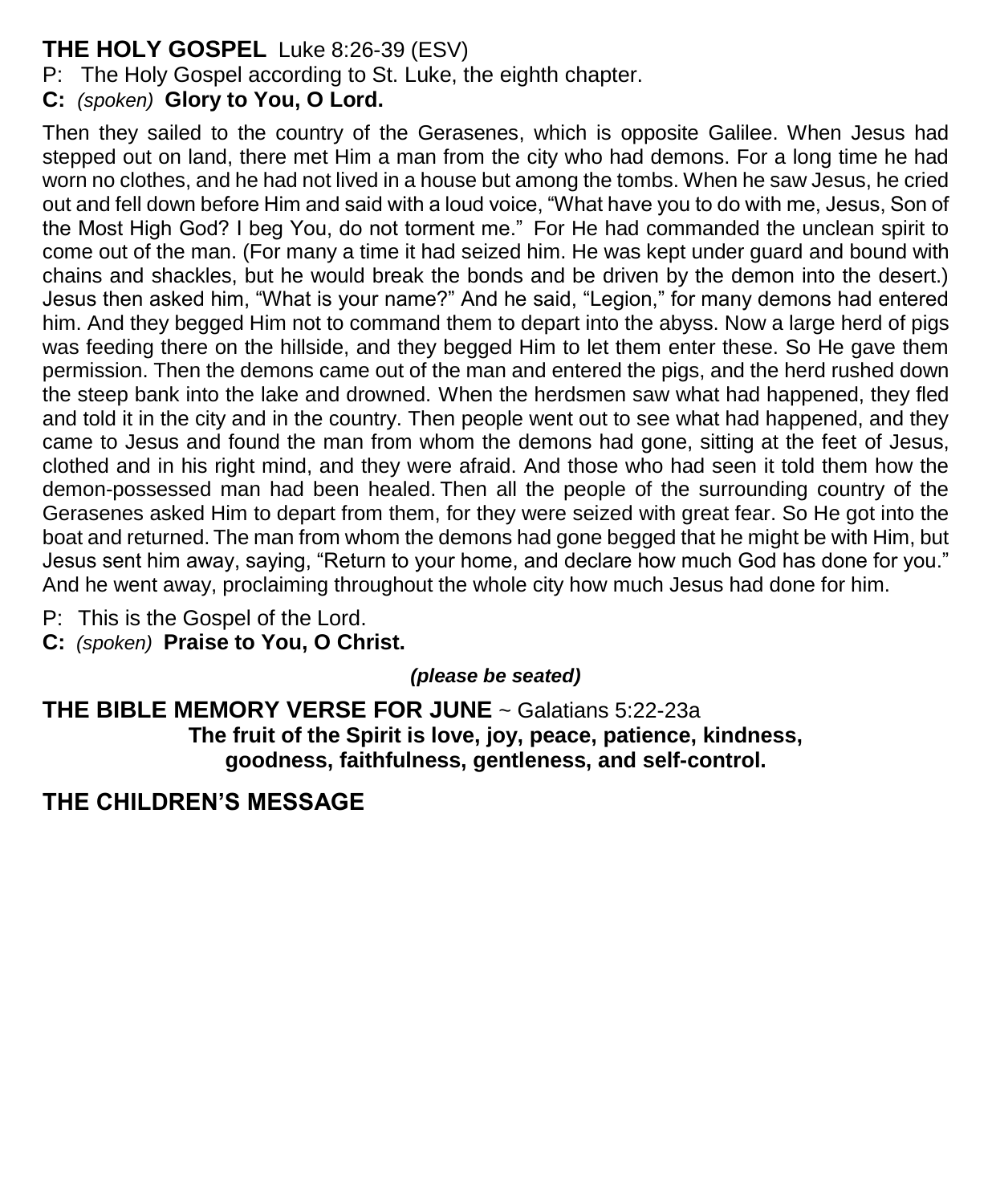## THE HOLY GOSPEL Luke 8:26-39 (ESV)

P: The Holy Gospel according to St. Luke, the eighth chapter.

**C:** *(spoken)* **Glory to You, O Lord.**

Then they sailed to the country of the Gerasenes, which is opposite Galilee. When Jesus had stepped out on land, there met Him a man from the city who had demons. For a long time he had worn no clothes, and he had not lived in a house but among the tombs. When he saw Jesus, he cried out and fell down before Him and said with a loud voice, "What have you to do with me, Jesus, Son of the Most High God? I beg You, do not torment me." For He had commanded the unclean spirit to come out of the man. (For many a time it had seized him. He was kept under guard and bound with chains and shackles, but he would break the bonds and be driven by the demon into the desert.) Jesus then asked him, "What is your name?" And he said, "Legion," for many demons had entered him. And they begged Him not to command them to depart into the abyss. Now a large herd of pigs was feeding there on the hillside, and they begged Him to let them enter these. So He gave them permission. Then the demons came out of the man and entered the pigs, and the herd rushed down the steep bank into the lake and drowned. When the herdsmen saw what had happened, they fled and told it in the city and in the country. Then people went out to see what had happened, and they came to Jesus and found the man from whom the demons had gone, sitting at the feet of Jesus, clothed and in his right mind, and they were afraid. And those who had seen it told them how the demon-possessed man had been healed. Then all the people of the surrounding country of the Gerasenes asked Him to depart from them, for they were seized with great fear. So He got into the boat and returned. The man from whom the demons had gone begged that he might be with Him, but Jesus sent him away, saying, "Return to your home, and declare how much God has done for you." And he went away, proclaiming throughout the whole city how much Jesus had done for him.

P: This is the Gospel of the Lord.

**C:** *(spoken)* **Praise to You, O Christ.**

***(please be seated)***

## THE BIBLE MEMORY VERSE FOR JUNE ~ Galatians 5:22-23a

**The fruit of the Spirit is love, joy, peace, patience, kindness, goodness, faithfulness, gentleness, and self-control.**

## THE CHILDREN'S MESSAGE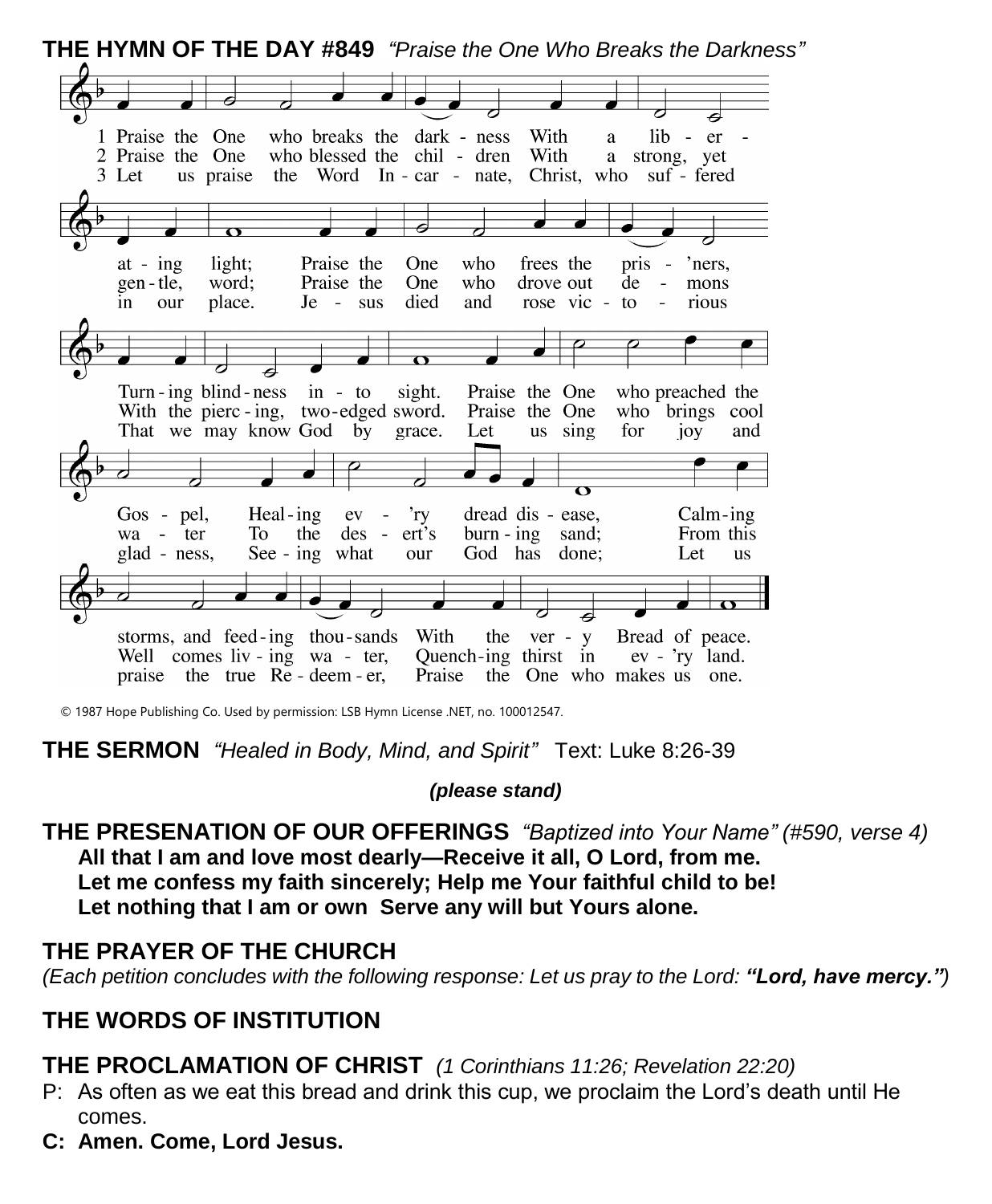**THE HYMN OF THE DAY #849** *"Praise the One Who Breaks the Darkness"*

1 Praise the One who breaks the dark - ness With a lib - er - at - ing light; Praise the One who frees the pris - 'ners, Turn - ing blind - ness in - to sight. Praise the One who preached the Gos - pel, Heal - ing ev - 'ry dread dis - ease, Calm - ing storms, and feed - ing thou - sands With the ver - y Bread of peace.

2 Praise the One who blessed the chil - dren With a strong, yet gen - tle, word; Praise the One who drove out de - mons With the pierc - ing, two - edged sword. Praise the One who brings cool wa - ter To the des - ert's burn - ing sand; From this Well comes liv - ing wa - ter, Quench - ing thirst in ev - 'ry land.

3 Let us praise the Word In - car - nate, Christ, who suf - fered in our place. Je - sus died and rose vic - to - rious That we may know God by grace. Let us sing for joy and glad - ness, See - ing what our God has done; Let us praise the true Re - deem - er, Praise the One who makes us one.

© 1987 Hope Publishing Co. Used by permission: LSB Hymn License .NET, no. 100012547.

**THE SERMON** *"Healed in Body, Mind, and Spirit"* Text: Luke 8:26-39

***(please stand)***

**THE PRESENATION OF OUR OFFERINGS** *"Baptized into Your Name" (#590, verse 4)*

**All that I am and love most dearly—Receive it all, O Lord, from me.**
**Let me confess my faith sincerely; Help me Your faithful child to be!**
**Let nothing that I am or own Serve any will but Yours alone.**

**THE PRAYER OF THE CHURCH**

*(Each petition concludes with the following response: Let us pray to the Lord:* ***"Lord, have mercy."****)*

**THE WORDS OF INSTITUTION**

**THE PROCLAMATION OF CHRIST** *(1 Corinthians 11:26; Revelation 22:20)*

P: As often as we eat this bread and drink this cup, we proclaim the Lord's death until He comes.

**C: Amen. Come, Lord Jesus.**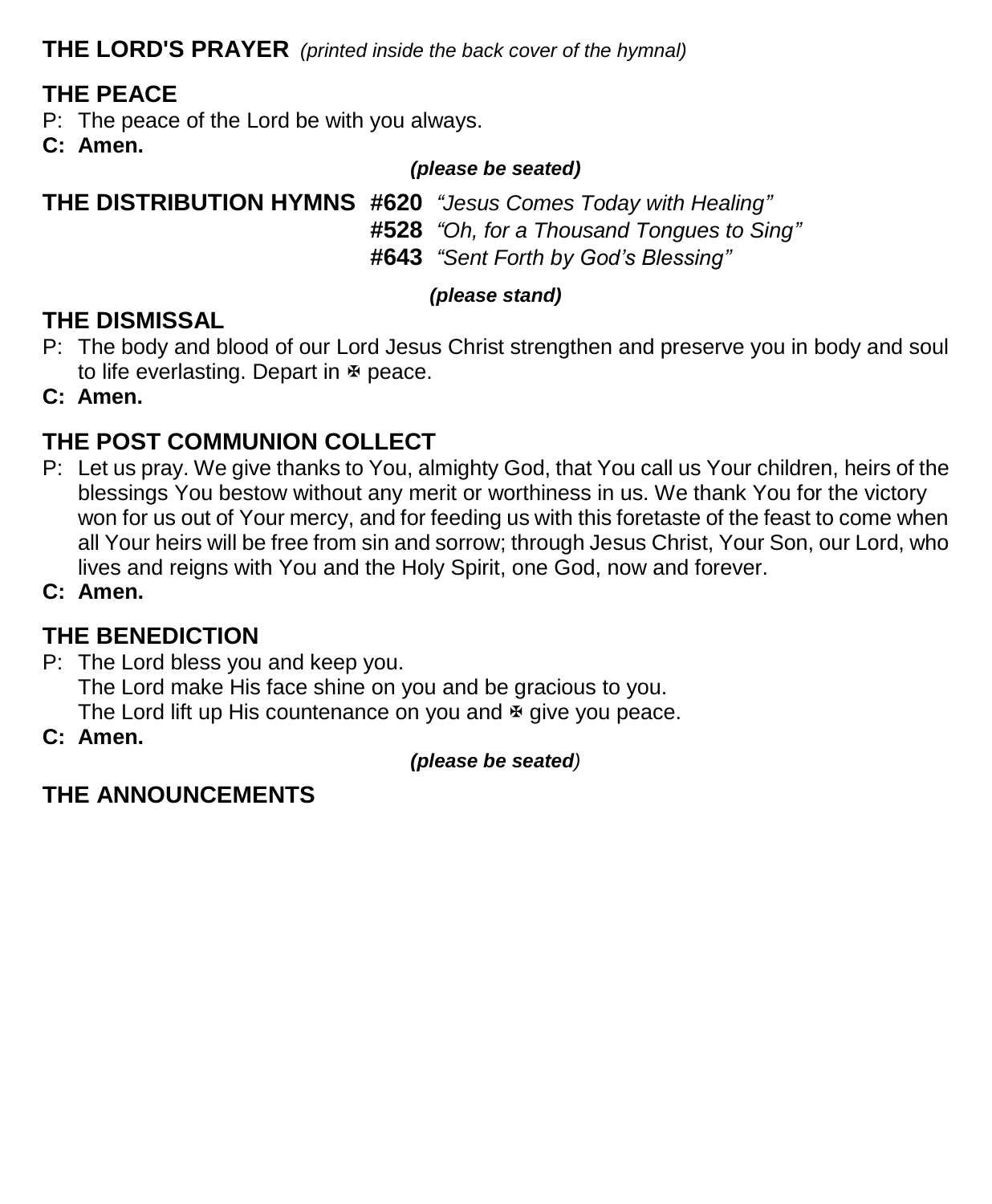**THE LORD'S PRAYER** *(printed inside the back cover of the hymnal)*

**THE PEACE**

P: The peace of the Lord be with you always.

**C: Amen.**

***(please be seated)***

**THE DISTRIBUTION HYMNS** **#620** *"Jesus Comes Today with Healing"*
**#528** *"Oh, for a Thousand Tongues to Sing"*
**#643** *"Sent Forth by God's Blessing"*

***(please stand)***

**THE DISMISSAL**

P: The body and blood of our Lord Jesus Christ strengthen and preserve you in body and soul to life everlasting. Depart in ✠ peace.

**C: Amen.**

**THE POST COMMUNION COLLECT**

P: Let us pray. We give thanks to You, almighty God, that You call us Your children, heirs of the blessings You bestow without any merit or worthiness in us. We thank You for the victory won for us out of Your mercy, and for feeding us with this foretaste of the feast to come when all Your heirs will be free from sin and sorrow; through Jesus Christ, Your Son, our Lord, who lives and reigns with You and the Holy Spirit, one God, now and forever.

**C: Amen.**

**THE BENEDICTION**

P: The Lord bless you and keep you.
The Lord make His face shine on you and be gracious to you.
The Lord lift up His countenance on you and ✠ give you peace.

**C: Amen.**

***(please be seated)***

**THE ANNOUNCEMENTS**